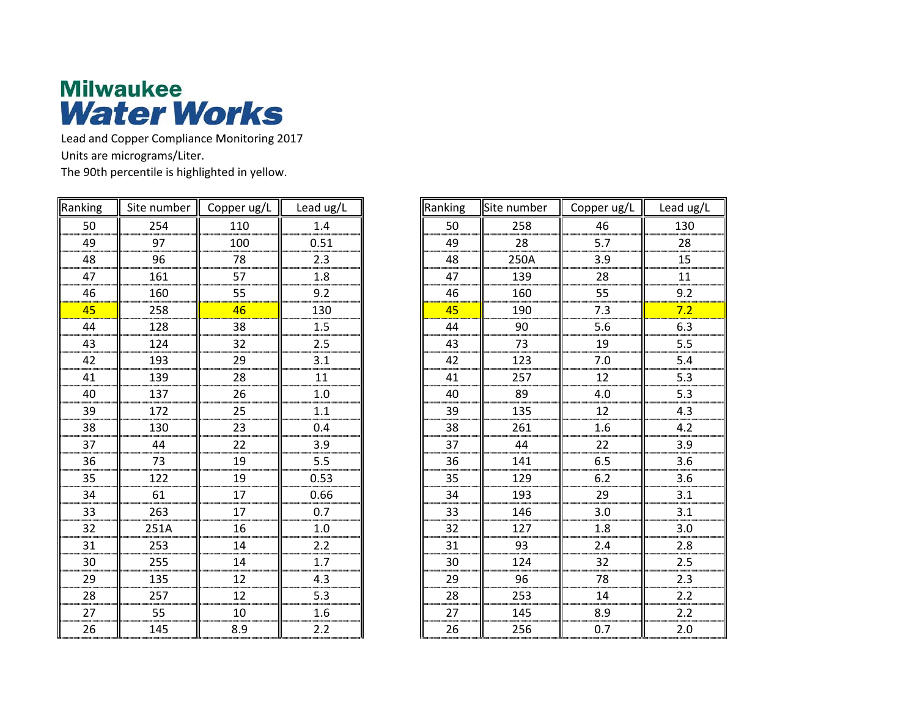# Milwaukee Water Works

Lead and Copper Compliance Monitoring 2017

Units are micrograms/Liter.

The 90th percentile is highlighted in yellow.

| Ranking | Site number | Copper ug/L | Lead ug/L |
|---|---|---|---|
| 50 | 254 | 110 | 1.4 |
| 49 | 97 | 100 | 0.51 |
| 48 | 96 | 78 | 2.3 |
| 47 | 161 | 57 | 1.8 |
| 46 | 160 | 55 | 9.2 |
| 45 | 258 | 46 | 130 |
| 44 | 128 | 38 | 1.5 |
| 43 | 124 | 32 | 2.5 |
| 42 | 193 | 29 | 3.1 |
| 41 | 139 | 28 | 11 |
| 40 | 137 | 26 | 1.0 |
| 39 | 172 | 25 | 1.1 |
| 38 | 130 | 23 | 0.4 |
| 37 | 44 | 22 | 3.9 |
| 36 | 73 | 19 | 5.5 |
| 35 | 122 | 19 | 0.53 |
| 34 | 61 | 17 | 0.66 |
| 33 | 263 | 17 | 0.7 |
| 32 | 251A | 16 | 1.0 |
| 31 | 253 | 14 | 2.2 |
| 30 | 255 | 14 | 1.7 |
| 29 | 135 | 12 | 4.3 |
| 28 | 257 | 12 | 5.3 |
| 27 | 55 | 10 | 1.6 |
| 26 | 145 | 8.9 | 2.2 |

| Ranking | Site number | Copper ug/L | Lead ug/L |
|---|---|---|---|
| 50 | 258 | 46 | 130 |
| 49 | 28 | 5.7 | 28 |
| 48 | 250A | 3.9 | 15 |
| 47 | 139 | 28 | 11 |
| 46 | 160 | 55 | 9.2 |
| 45 | 190 | 7.3 | 7.2 |
| 44 | 90 | 5.6 | 6.3 |
| 43 | 73 | 19 | 5.5 |
| 42 | 123 | 7.0 | 5.4 |
| 41 | 257 | 12 | 5.3 |
| 40 | 89 | 4.0 | 5.3 |
| 39 | 135 | 12 | 4.3 |
| 38 | 261 | 1.6 | 4.2 |
| 37 | 44 | 22 | 3.9 |
| 36 | 141 | 6.5 | 3.6 |
| 35 | 129 | 6.2 | 3.6 |
| 34 | 193 | 29 | 3.1 |
| 33 | 146 | 3.0 | 3.1 |
| 32 | 127 | 1.8 | 3.0 |
| 31 | 93 | 2.4 | 2.8 |
| 30 | 124 | 32 | 2.5 |
| 29 | 96 | 78 | 2.3 |
| 28 | 253 | 14 | 2.2 |
| 27 | 145 | 8.9 | 2.2 |
| 26 | 256 | 0.7 | 2.0 |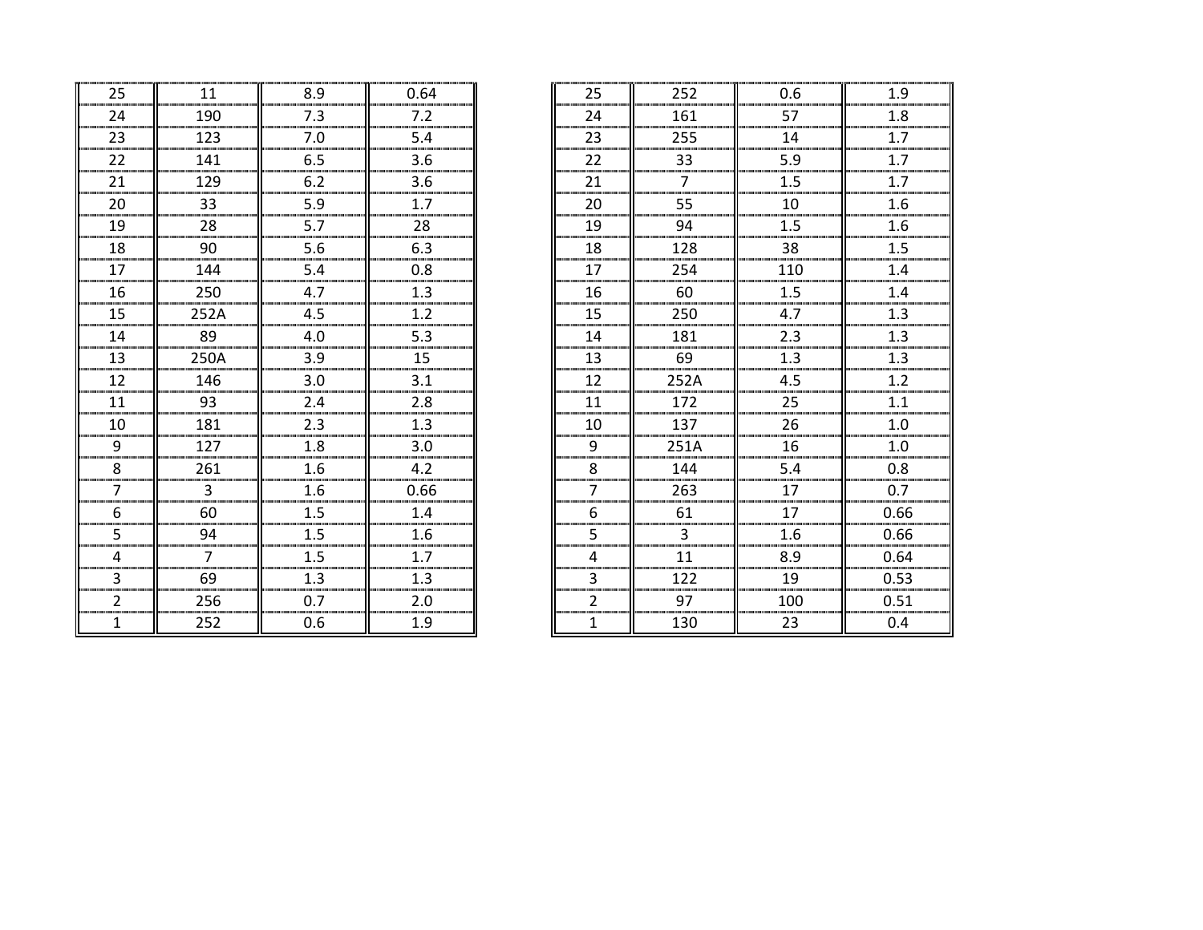| | | | |
|---|---|---|---|
| 25 | 11 | 8.9 | 0.64 |
| 24 | 190 | 7.3 | 7.2 |
| 23 | 123 | 7.0 | 5.4 |
| 22 | 141 | 6.5 | 3.6 |
| 21 | 129 | 6.2 | 3.6 |
| 20 | 33 | 5.9 | 1.7 |
| 19 | 28 | 5.7 | 28 |
| 18 | 90 | 5.6 | 6.3 |
| 17 | 144 | 5.4 | 0.8 |
| 16 | 250 | 4.7 | 1.3 |
| 15 | 252A | 4.5 | 1.2 |
| 14 | 89 | 4.0 | 5.3 |
| 13 | 250A | 3.9 | 15 |
| 12 | 146 | 3.0 | 3.1 |
| 11 | 93 | 2.4 | 2.8 |
| 10 | 181 | 2.3 | 1.3 |
| 9 | 127 | 1.8 | 3.0 |
| 8 | 261 | 1.6 | 4.2 |
| 7 | 3 | 1.6 | 0.66 |
| 6 | 60 | 1.5 | 1.4 |
| 5 | 94 | 1.5 | 1.6 |
| 4 | 7 | 1.5 | 1.7 |
| 3 | 69 | 1.3 | 1.3 |
| 2 | 256 | 0.7 | 2.0 |
| 1 | 252 | 0.6 | 1.9 |

| | | | |
|---|---|---|---|
| 25 | 252 | 0.6 | 1.9 |
| 24 | 161 | 57 | 1.8 |
| 23 | 255 | 14 | 1.7 |
| 22 | 33 | 5.9 | 1.7 |
| 21 | 7 | 1.5 | 1.7 |
| 20 | 55 | 10 | 1.6 |
| 19 | 94 | 1.5 | 1.6 |
| 18 | 128 | 38 | 1.5 |
| 17 | 254 | 110 | 1.4 |
| 16 | 60 | 1.5 | 1.4 |
| 15 | 250 | 4.7 | 1.3 |
| 14 | 181 | 2.3 | 1.3 |
| 13 | 69 | 1.3 | 1.3 |
| 12 | 252A | 4.5 | 1.2 |
| 11 | 172 | 25 | 1.1 |
| 10 | 137 | 26 | 1.0 |
| 9 | 251A | 16 | 1.0 |
| 8 | 144 | 5.4 | 0.8 |
| 7 | 263 | 17 | 0.7 |
| 6 | 61 | 17 | 0.66 |
| 5 | 3 | 1.6 | 0.66 |
| 4 | 11 | 8.9 | 0.64 |
| 3 | 122 | 19 | 0.53 |
| 2 | 97 | 100 | 0.51 |
| 1 | 130 | 23 | 0.4 |